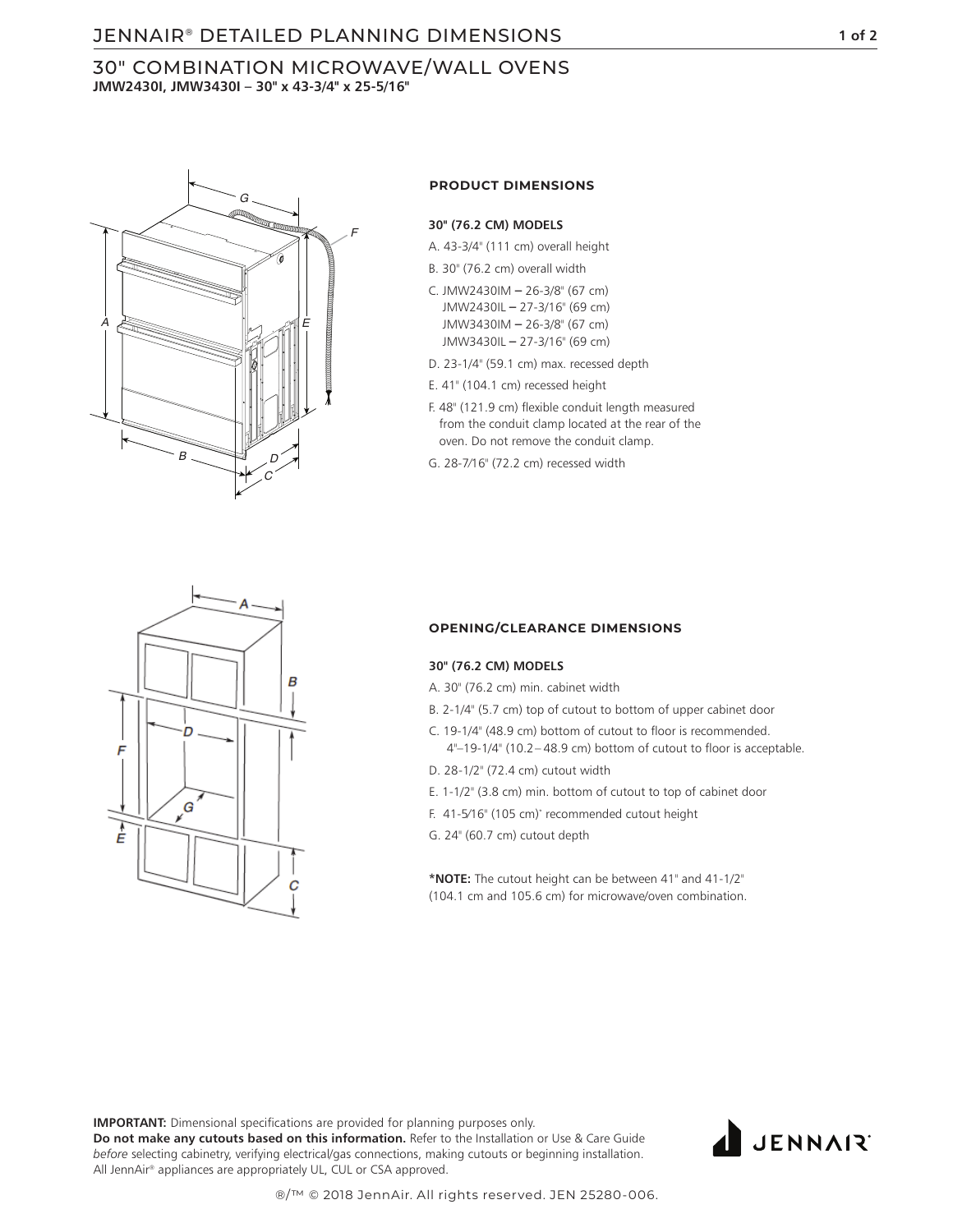# JENNAIR® DETAILED PLANNING DIMENSIONS

## 30" COMBINATION MICROWAVE/WALL OVENS

**JMW2430I, JMW3430I – 30" x 43-3/4" x 25-5/16"**

### PRODUCT DIMENSIONS

**30" (76.2 CM) MODELS**

A. 43-3/4" (111 cm) overall height

B. 30" (76.2 cm) overall width

C. JMW2430IM – 26-3/8" (67 cm)
   JMW2430IL – 27-3/16" (69 cm)
   JMW3430IM – 26-3/8" (67 cm)
   JMW3430IL – 27-3/16" (69 cm)

D. 23-1/4" (59.1 cm) max. recessed depth

E. 41" (104.1 cm) recessed height

F. 48" (121.9 cm) flexible conduit length measured from the conduit clamp located at the rear of the oven. Do not remove the conduit clamp.

G. 28-7/16" (72.2 cm) recessed width

### OPENING/CLEARANCE DIMENSIONS

**30" (76.2 CM) MODELS**

A. 30" (76.2 cm) min. cabinet width

B. 2-1/4" (5.7 cm) top of cutout to bottom of upper cabinet door

C. 19-1/4" (48.9 cm) bottom of cutout to floor is recommended.
   4"–19-1/4" (10.2 – 48.9 cm) bottom of cutout to floor is acceptable.

D. 28-1/2" (72.4 cm) cutout width

E. 1-1/2" (3.8 cm) min. bottom of cutout to top of cabinet door

F. 41-5/16" (105 cm)* recommended cutout height

G. 24" (60.7 cm) cutout depth

***NOTE:** The cutout height can be between 41" and 41-1/2" (104.1 cm and 105.6 cm) for microwave/oven combination.

**IMPORTANT:** Dimensional specifications are provided for planning purposes only.
**Do not make any cutouts based on this information.** Refer to the Installation or Use & Care Guide *before* selecting cabinetry, verifying electrical/gas connections, making cutouts or beginning installation. All JennAir® appliances are appropriately UL, CUL or CSA approved.

®/™ © 2018 JennAir. All rights reserved. JEN 25280-006.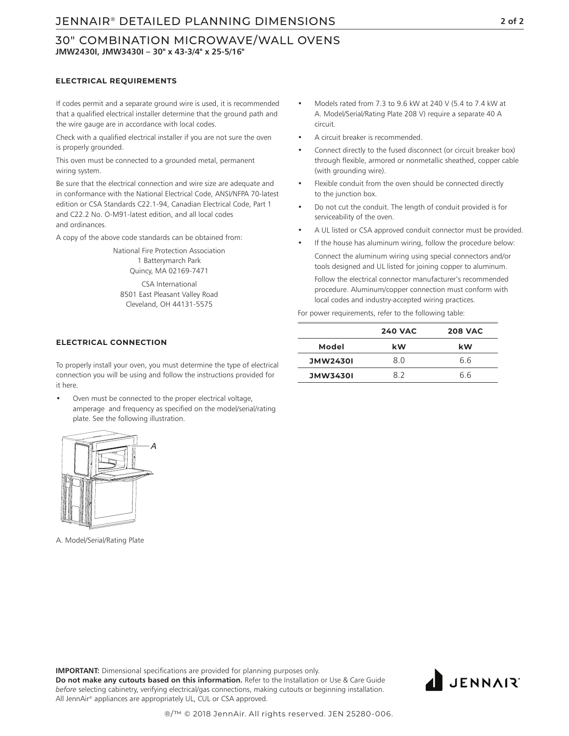# JENNAIR® DETAILED PLANNING DIMENSIONS

## 30" COMBINATION MICROWAVE/WALL OVENS

**JMW2430I, JMW3430I – 30" x 43-3/4" x 25-5/16"**

### ELECTRICAL REQUIREMENTS

If codes permit and a separate ground wire is used, it is recommended that a qualified electrical installer determine that the ground path and the wire gauge are in accordance with local codes.

Check with a qualified electrical installer if you are not sure the oven is properly grounded.

This oven must be connected to a grounded metal, permanent wiring system.

Be sure that the electrical connection and wire size are adequate and in conformance with the National Electrical Code, ANSI/NFPA 70-latest edition or CSA Standards C22.1-94, Canadian Electrical Code, Part 1 and C22.2 No. O-M91-latest edition, and all local codes and ordinances.

A copy of the above code standards can be obtained from:

National Fire Protection Association
1 Batterymarch Park
Quincy, MA 02169-7471

CSA International
8501 East Pleasant Valley Road
Cleveland, OH 44131-5575

- Models rated from 7.3 to 9.6 kW at 240 V (5.4 to 7.4 kW at 208 V) require a separate 40 A circuit.
- A circuit breaker is recommended.
- Connect directly to the fused disconnect (or circuit breaker box) through flexible, armored or nonmetallic sheathed, copper cable (with grounding wire).
- Flexible conduit from the oven should be connected directly to the junction box.
- Do not cut the conduit. The length of conduit provided is for serviceability of the oven.
- A UL listed or CSA approved conduit connector must be provided.
- If the house has aluminum wiring, follow the procedure below:

  Connect the aluminum wiring using special connectors and/or tools designed and UL listed for joining copper to aluminum.

  Follow the electrical connector manufacturer's recommended procedure. Aluminum/copper connection must conform with local codes and industry-accepted wiring practices.

For power requirements, refer to the following table:

| | 240 VAC | 208 VAC |
|---|---|---|
| **Model** | **kW** | **kW** |
| **JMW2430I** | 8.0 | 6.6 |
| **JMW3430I** | 8.2 | 6.6 |

### ELECTRICAL CONNECTION

To properly install your oven, you must determine the type of electrical connection you will be using and follow the instructions provided for it here.

- Oven must be connected to the proper electrical voltage, amperage and frequency as specified on the model/serial/rating plate. See the following illustration.

A

A. Model/Serial/Rating Plate

**IMPORTANT:** Dimensional specifications are provided for planning purposes only.
**Do not make any cutouts based on this information.** Refer to the Installation or Use & Care Guide *before* selecting cabinetry, verifying electrical/gas connections, making cutouts or beginning installation.
All JennAir® appliances are appropriately UL, CUL or CSA approved.

JENNAIR

®/™ © 2018 JennAir. All rights reserved. JEN 25280-006.